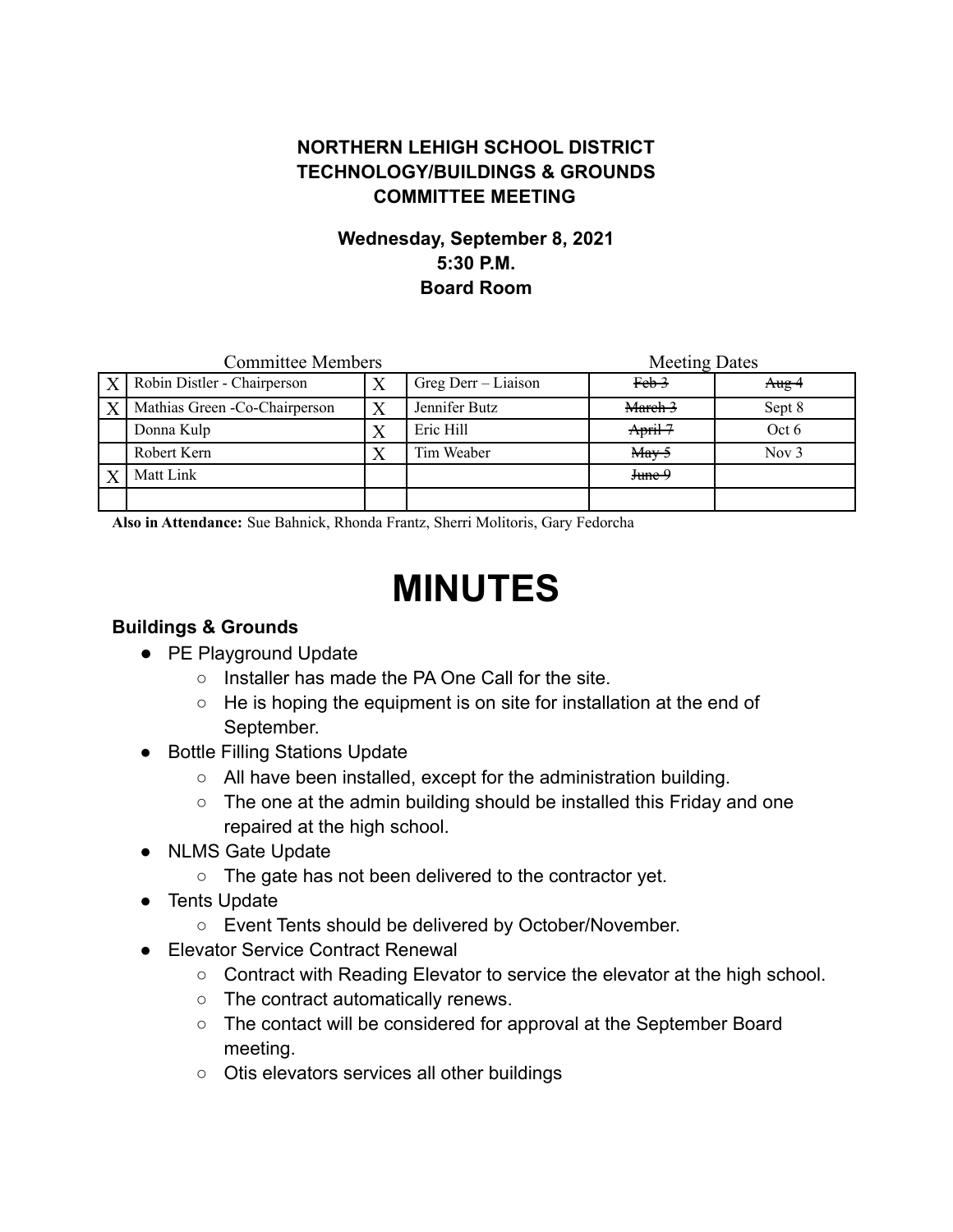**NORTHERN LEHIGH SCHOOL DISTRICT**
**TECHNOLOGY/BUILDINGS & GROUNDS**
**COMMITTEE MEETING**

**Wednesday, September 8, 2021**
**5:30 P.M.**
**Board Room**

| | Committee Members | | | Meeting Dates | |
|---|---|---|---|---|---|
| X | Robin Distler - Chairperson | X | Greg Derr – Liaison | ~~Feb 3~~ | ~~Aug 4~~ |
| X | Mathias Green -Co-Chairperson | X | Jennifer Butz | ~~March 3~~ | Sept 8 |
| | Donna Kulp | X | Eric Hill | ~~April 7~~ | Oct 6 |
| | Robert Kern | X | Tim Weaber | ~~May 5~~ | Nov 3 |
| X | Matt Link | | | ~~June 9~~ | |
| | | | | | |

**Also in Attendance:** Sue Bahnick, Rhonda Frantz, Sherri Molitoris, Gary Fedorcha

# MINUTES

### Buildings & Grounds

- PE Playground Update
  - Installer has made the PA One Call for the site.
  - He is hoping the equipment is on site for installation at the end of September.
- Bottle Filling Stations Update
  - All have been installed, except for the administration building.
  - The one at the admin building should be installed this Friday and one repaired at the high school.
- NLMS Gate Update
  - The gate has not been delivered to the contractor yet.
- Tents Update
  - Event Tents should be delivered by October/November.
- Elevator Service Contract Renewal
  - Contract with Reading Elevator to service the elevator at the high school.
  - The contract automatically renews.
  - The contact will be considered for approval at the September Board meeting.
  - Otis elevators services all other buildings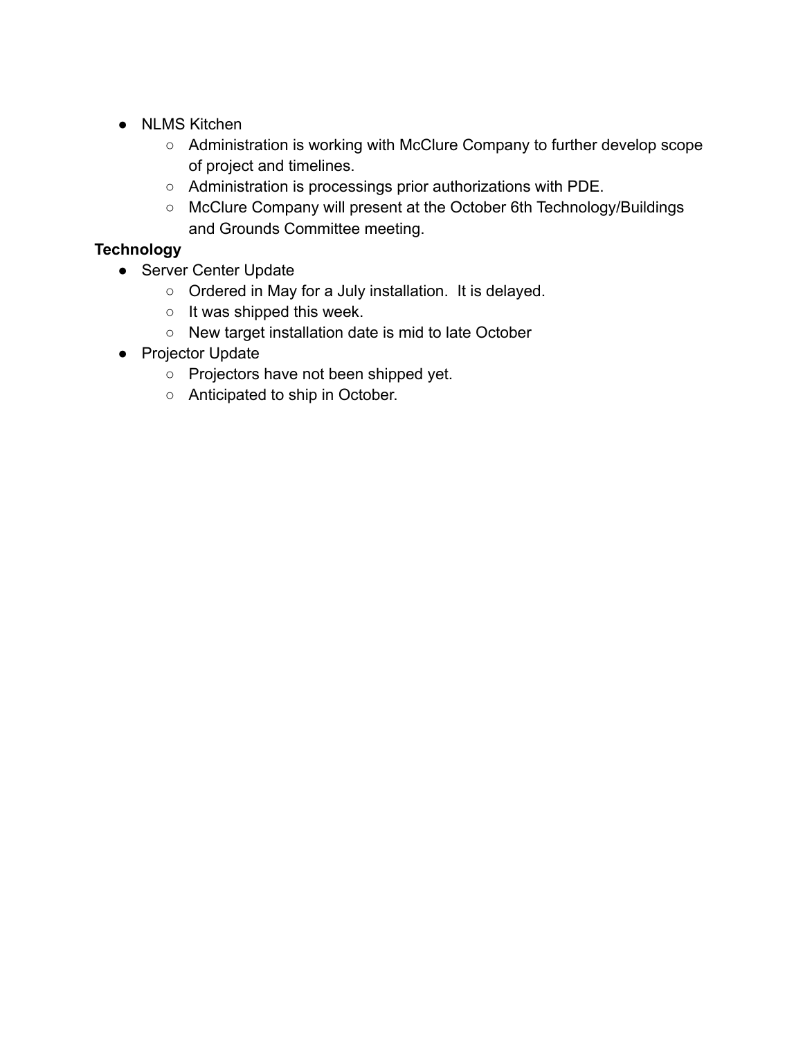- NLMS Kitchen
  - Administration is working with McClure Company to further develop scope of project and timelines.
  - Administration is processings prior authorizations with PDE.
  - McClure Company will present at the October 6th Technology/Buildings and Grounds Committee meeting.

**Technology**

- Server Center Update
  - Ordered in May for a July installation.  It is delayed.
  - It was shipped this week.
  - New target installation date is mid to late October
- Projector Update
  - Projectors have not been shipped yet.
  - Anticipated to ship in October.